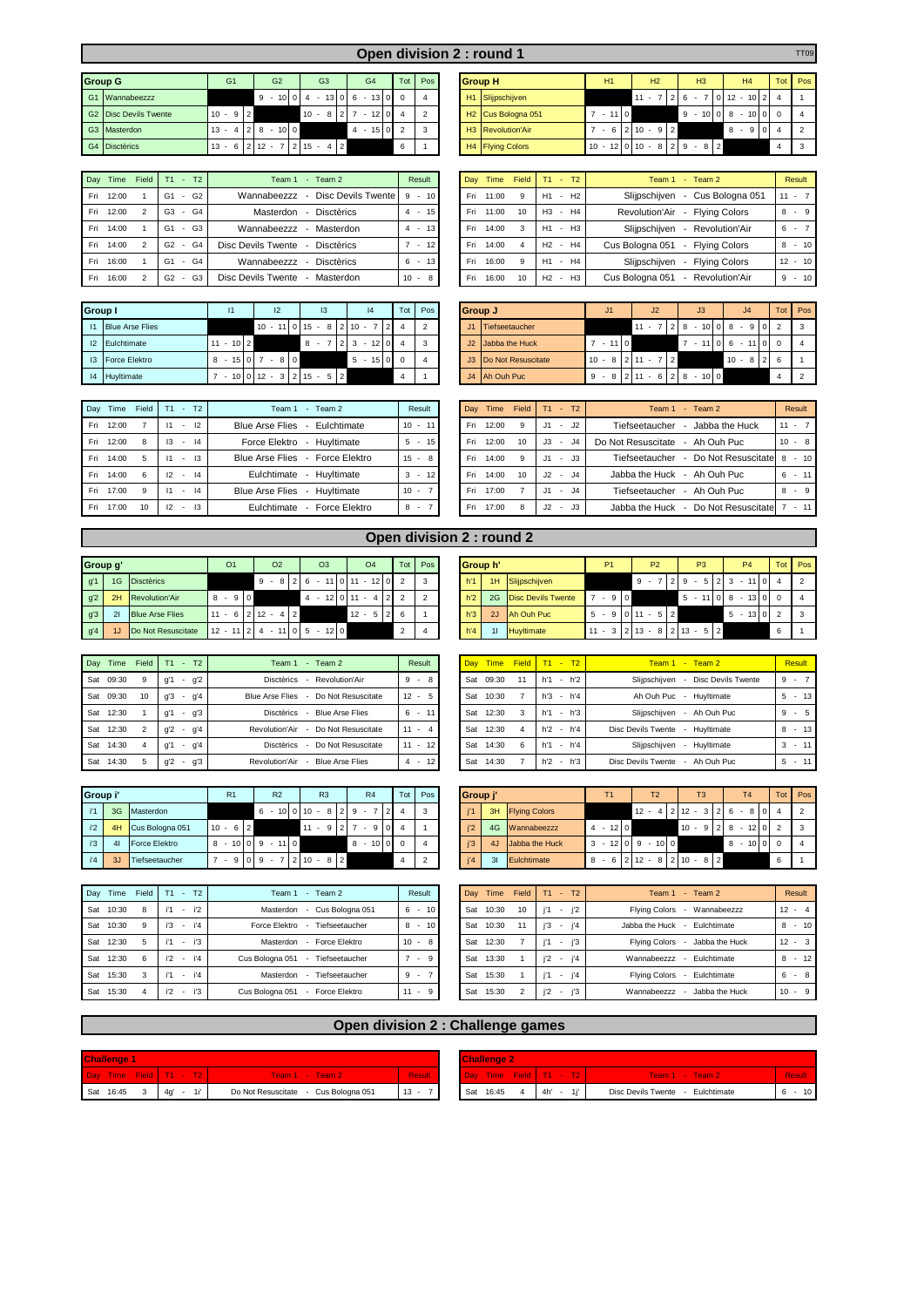# Open division 2 : round 1

TT09

| Group G | | G1 | G2 | G3 | G4 | Tot | Pos |
|---|---|---|---|---|---|---|---|
| G1 | Wannabeezzz | | 9 - 10 0 | 4 - 13 0 | 6 - 13 0 | 0 | 4 |
| G2 | Disc Devils Twente | 10 - 9 2 | | 10 - 8 2 | 7 - 12 0 | 4 | 2 |
| G3 | Masterdon | 13 - 4 2 | 8 - 10 0 | | 4 - 15 0 | 2 | 3 |
| G4 | Disctèrics | 13 - 6 2 | 12 - 7 2 | 15 - 4 2 | | 6 | 1 |

| Day | Time | Field | T1 - T2 | Team 1 - Team 2 | Result |
|---|---|---|---|---|---|
| Fri | 12:00 | 1 | G1 - G2 | Wannabeezzz - Disc Devils Twente | 9 - 10 |
| Fri | 12:00 | 2 | G3 - G4 | Masterdon - Disctèrics | 4 - 15 |
| Fri | 14:00 | 1 | G1 - G3 | Wannabeezzz - Masterdon | 4 - 13 |
| Fri | 14:00 | 2 | G2 - G4 | Disc Devils Twente - Disctèrics | 7 - 12 |
| Fri | 16:00 | 1 | G1 - G4 | Wannabeezzz - Disctèrics | 6 - 13 |
| Fri | 16:00 | 2 | G2 - G3 | Disc Devils Twente - Masterdon | 10 - 8 |

| Group H | | H1 | H2 | H3 | H4 | Tot | Pos |
|---|---|---|---|---|---|---|---|
| H1 | Slijpschijven | | 11 - 7 2 | 6 - 7 0 | 12 - 10 2 | 4 | 1 |
| H2 | Cus Bologna 051 | 7 - 11 0 | | 9 - 10 0 | 8 - 10 0 | 0 | 4 |
| H3 | Revolution'Air | 7 - 6 2 | 10 - 9 2 | | 8 - 9 0 | 4 | 2 |
| H4 | Flying Colors | 10 - 12 0 | 10 - 8 2 | 9 - 8 2 | | 4 | 3 |

| Day | Time | Field | T1 - T2 | Team 1 - Team 2 | Result |
|---|---|---|---|---|---|
| Fri | 11:00 | 9 | H1 - H2 | Slijpschijven - Cus Bologna 051 | 11 - 7 |
| Fri | 11:00 | 10 | H3 - H4 | Revolution'Air - Flying Colors | 8 - 9 |
| Fri | 14:00 | 3 | H1 - H3 | Slijpschijven - Revolution'Air | 6 - 7 |
| Fri | 14:00 | 4 | H2 - H4 | Cus Bologna 051 - Flying Colors | 8 - 10 |
| Fri | 16:00 | 9 | H1 - H4 | Slijpschijven - Flying Colors | 12 - 10 |
| Fri | 16:00 | 10 | H2 - H3 | Cus Bologna 051 - Revolution'Air | 9 - 10 |

| Group I | | I1 | I2 | I3 | I4 | Tot | Pos |
|---|---|---|---|---|---|---|---|
| I1 | Blue Arse Flies | | 10 - 11 0 | 15 - 8 2 | 10 - 7 2 | 4 | 2 |
| I2 | Eulchtimate | 11 - 10 2 | | 8 - 7 2 | 3 - 12 0 | 4 | 3 |
| I3 | Force Elektro | 8 - 15 0 | 7 - 8 0 | | 5 - 15 0 | 0 | 4 |
| I4 | Huyltimate | 7 - 10 0 | 12 - 3 2 | 15 - 5 2 | | 4 | 1 |

| Day | Time | Field | T1 - T2 | Team 1 - Team 2 | Result |
|---|---|---|---|---|---|
| Fri | 12:00 | 7 | I1 - I2 | Blue Arse Flies - Eulchtimate | 10 - 11 |
| Fri | 12:00 | 8 | I3 - I4 | Force Elektro - Huyltimate | 5 - 15 |
| Fri | 14:00 | 5 | I1 - I3 | Blue Arse Flies - Force Elektro | 15 - 8 |
| Fri | 14:00 | 6 | I2 - I4 | Eulchtimate - Huyltimate | 3 - 12 |
| Fri | 17:00 | 9 | I1 - I4 | Blue Arse Flies - Huyltimate | 10 - 7 |
| Fri | 17:00 | 10 | I2 - I3 | Eulchtimate - Force Elektro | 8 - 7 |

| Group J | | J1 | J2 | J3 | J4 | Tot | Pos |
|---|---|---|---|---|---|---|---|
| J1 | Tiefseetaucher | | 11 - 7 2 | 8 - 10 0 | 8 - 9 0 | 2 | 3 |
| J2 | Jabba the Huck | 7 - 11 0 | | 7 - 11 0 | 6 - 11 0 | 0 | 4 |
| J3 | Do Not Resuscitate | 10 - 8 2 | 11 - 7 2 | | 10 - 8 2 | 6 | 1 |
| J4 | Ah Ouh Puc | 9 - 8 2 | 11 - 6 2 | 8 - 10 0 | | 4 | 2 |

| Day | Time | Field | T1 - T2 | Team 1 - Team 2 | Result |
|---|---|---|---|---|---|
| Fri | 12:00 | 9 | J1 - J2 | Tiefseetaucher - Jabba the Huck | 11 - 7 |
| Fri | 12:00 | 10 | J3 - J4 | Do Not Resuscitate - Ah Ouh Puc | 10 - 8 |
| Fri | 14:00 | 9 | J1 - J3 | Tiefseetaucher - Do Not Resuscitate | 8 - 10 |
| Fri | 14:00 | 10 | J2 - J4 | Jabba the Huck - Ah Ouh Puc | 6 - 11 |
| Fri | 17:00 | 7 | J1 - J4 | Tiefseetaucher - Ah Ouh Puc | 8 - 9 |
| Fri | 17:00 | 8 | J2 - J3 | Jabba the Huck - Do Not Resuscitate | 7 - 11 |

# Open division 2 : round 2

| Group g' | | | O1 | O2 | O3 | O4 | Tot | Pos |
|---|---|---|---|---|---|---|---|---|
| g'1 | 1G | Disctèrics | | 9 - 8 2 | 6 - 11 0 | 11 - 12 0 | 2 | 3 |
| g'2 | 2H | Revolution'Air | 8 - 9 0 | | 4 - 12 0 | 11 - 4 2 | 2 | 2 |
| g'3 | 2I | Blue Arse Flies | 11 - 6 2 | 12 - 4 2 | | 12 - 5 2 | 6 | 1 |
| g'4 | 1J | Do Not Resuscitate | 12 - 11 2 | 4 - 11 0 | 5 - 12 0 | | 2 | 4 |

| Day | Time | Field | T1 - T2 | Team 1 - Team 2 | Result |
|---|---|---|---|---|---|
| Sat | 09:30 | 9 | g'1 - g'2 | Disctèrics - Revolution'Air | 9 - 8 |
| Sat | 09:30 | 10 | g'3 - g'4 | Blue Arse Flies - Do Not Resuscitate | 12 - 5 |
| Sat | 12:30 | 1 | g'1 - g'3 | Disctèrics - Blue Arse Flies | 6 - 11 |
| Sat | 12:30 | 2 | g'2 - g'4 | Revolution'Air - Do Not Resuscitate | 11 - 4 |
| Sat | 14:30 | 4 | g'1 - g'4 | Disctèrics - Do Not Resuscitate | 11 - 12 |
| Sat | 14:30 | 5 | g'2 - g'3 | Revolution'Air - Blue Arse Flies | 4 - 12 |

| Group h' | | | P1 | P2 | P3 | P4 | Tot | Pos |
|---|---|---|---|---|---|---|---|---|
| h'1 | 1H | Slijpschijven | | 9 - 7 2 | 9 - 5 2 | 3 - 11 0 | 4 | 2 |
| h'2 | 2G | Disc Devils Twente | 7 - 9 0 | | 5 - 11 0 | 8 - 13 0 | 0 | 4 |
| h'3 | 2J | Ah Ouh Puc | 5 - 9 0 | 11 - 5 2 | | 5 - 13 0 | 2 | 3 |
| h'4 | 1I | Huyltimate | 11 - 3 2 | 13 - 8 2 | 13 - 5 2 | | 6 | 1 |

| Day | Time | Field | T1 - T2 | Team 1 - Team 2 | Result |
|---|---|---|---|---|---|
| Sat | 09:30 | 11 | h'1 - h'2 | Slijpschijven - Disc Devils Twente | 9 - 7 |
| Sat | 10:30 | 7 | h'3 - h'4 | Ah Ouh Puc - Huyltimate | 5 - 13 |
| Sat | 12:30 | 3 | h'1 - h'3 | Slijpschijven - Ah Ouh Puc | 9 - 5 |
| Sat | 12:30 | 4 | h'2 - h'4 | Disc Devils Twente - Huyltimate | 8 - 13 |
| Sat | 14:30 | 6 | h'1 - h'4 | Slijpschijven - Huyltimate | 3 - 11 |
| Sat | 14:30 | 7 | h'2 - h'3 | Disc Devils Twente - Ah Ouh Puc | 5 - 11 |

| Group i' | | | R1 | R2 | R3 | R4 | Tot | Pos |
|---|---|---|---|---|---|---|---|---|
| i'1 | 3G | Masterdon | | 6 - 10 0 | 10 - 8 2 | 9 - 7 2 | 4 | 3 |
| i'2 | 4H | Cus Bologna 051 | 10 - 6 2 | | 11 - 9 2 | 7 - 9 0 | 4 | 1 |
| i'3 | 4I | Force Elektro | 8 - 10 0 | 9 - 11 0 | | 8 - 10 0 | 0 | 4 |
| i'4 | 3J | Tiefseetaucher | 7 - 9 0 | 9 - 7 2 | 10 - 8 2 | | 4 | 2 |

| Day | Time | Field | T1 - T2 | Team 1 - Team 2 | Result |
|---|---|---|---|---|---|
| Sat | 10:30 | 8 | i'1 - i'2 | Masterdon - Cus Bologna 051 | 6 - 10 |
| Sat | 10:30 | 9 | i'3 - i'4 | Force Elektro - Tiefseetaucher | 8 - 10 |
| Sat | 12:30 | 5 | i'1 - i'3 | Masterdon - Force Elektro | 10 - 8 |
| Sat | 12:30 | 6 | i'2 - i'4 | Cus Bologna 051 - Tiefseetaucher | 7 - 9 |
| Sat | 15:30 | 3 | i'1 - i'4 | Masterdon - Tiefseetaucher | 9 - 7 |
| Sat | 15:30 | 4 | i'2 - i'3 | Cus Bologna 051 - Force Elektro | 11 - 9 |

| Group j' | | | T1 | T2 | T3 | T4 | Tot | Pos |
|---|---|---|---|---|---|---|---|---|
| j'1 | 3H | Flying Colors | | 12 - 4 2 | 12 - 3 2 | 6 - 8 0 | 4 | 2 |
| j'2 | 4G | Wannabeezzz | 4 - 12 0 | | 10 - 9 2 | 8 - 12 0 | 2 | 3 |
| j'3 | 4J | Jabba the Huck | 3 - 12 0 | 9 - 10 0 | | 8 - 10 0 | 0 | 4 |
| j'4 | 3I | Eulchtimate | 8 - 6 2 | 12 - 8 2 | 10 - 8 2 | | 6 | 1 |

| Day | Time | Field | T1 - T2 | Team 1 - Team 2 | Result |
|---|---|---|---|---|---|
| Sat | 10:30 | 10 | j'1 - j'2 | Flying Colors - Wannabeezzz | 12 - 4 |
| Sat | 10:30 | 11 | j'3 - j'4 | Jabba the Huck - Eulchtimate | 8 - 10 |
| Sat | 12:30 | 7 | j'1 - j'3 | Flying Colors - Jabba the Huck | 12 - 3 |
| Sat | 13:30 | 1 | j'2 - j'4 | Wannabeezzz - Eulchtimate | 8 - 12 |
| Sat | 15:30 | 1 | j'1 - j'4 | Flying Colors - Eulchtimate | 6 - 8 |
| Sat | 15:30 | 2 | j'2 - j'3 | Wannabeezzz - Jabba the Huck | 10 - 9 |

# Open division 2 : Challenge games

**Challenge 1**

| Day | Time | Field | T1 - T2 | Team 1 - Team 2 | Result |
|---|---|---|---|---|---|
| Sat | 16:45 | 3 | 4g' - 1i' | Do Not Resuscitate - Cus Bologna 051 | 13 - 7 |

**Challenge 2**

| Day | Time | Field | T1 - T2 | Team 1 - Team 2 | Result |
|---|---|---|---|---|---|
| Sat | 16:45 | 4 | 4h' - 1j' | Disc Devils Twente - Eulchtimate | 6 - 10 |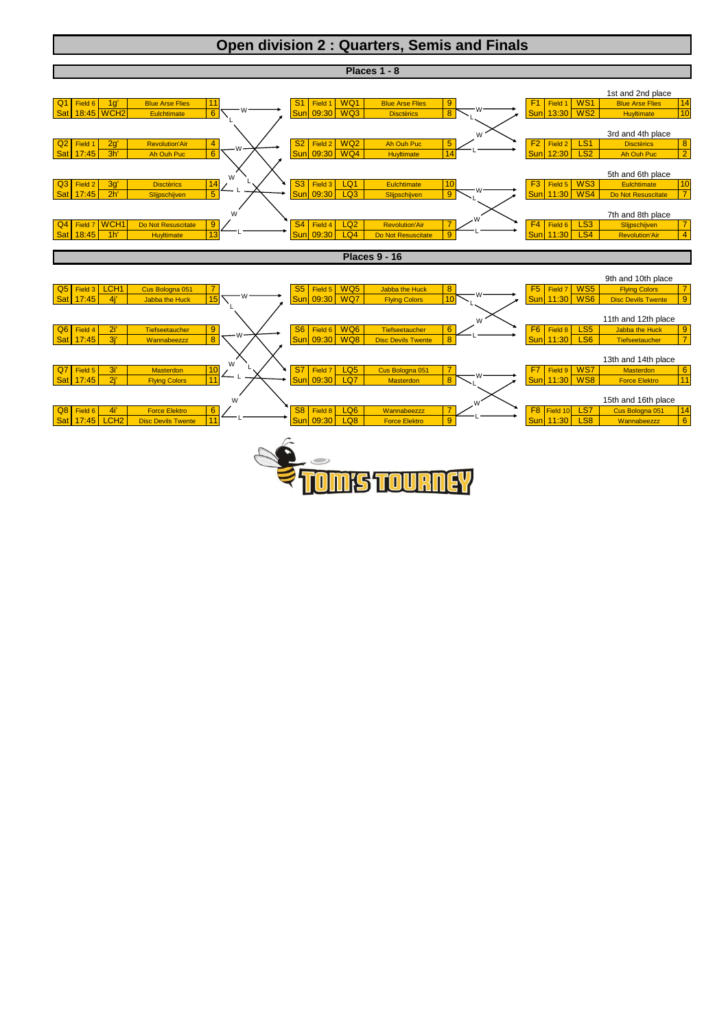# Open division 2 : Quarters, Semis and Finals

## Places 1 - 8

| Game | Field | Seed | Team | Score |
|---|---|---|---|---|
| Q1 | Field 6 | 1g' | Blue Arse Flies | 11 |
| Sat | 18:45 | WCH2 | Eulchtimate | 6 |
| Q2 | Field 1 | 2g' | Revolution'Air | 4 |
| Sat | 17:45 | 3h' | Ah Ouh Puc | 6 |
| Q3 | Field 2 | 3g' | Disctèrics | 14 |
| Sat | 17:45 | 2h' | Slijpschijven | 5 |
| Q4 | Field 7 | WCH1 | Do Not Resuscitate | 9 |
| Sat | 18:45 | 1h' | Huyltimate | 13 |

| Game | Field | Seed | Team | Score |
|---|---|---|---|---|
| S1 | Field 1 | WQ1 | Blue Arse Flies | 9 |
| Sun | 09:30 | WQ3 | Disctèrics | 8 |
| S2 | Field 2 | WQ2 | Ah Ouh Puc | 5 |
| Sun | 09:30 | WQ4 | Huyltimate | 14 |
| S3 | Field 3 | LQ1 | Eulchtimate | 10 |
| Sun | 09:30 | LQ3 | Slijpschijven | 9 |
| S4 | Field 4 | LQ2 | Revolution'Air | 7 |
| Sun | 09:30 | LQ4 | Do Not Resuscitate | 9 |

| Place | Game | Field | Seed | Team | Score |
|---|---|---|---|---|---|
| 1st and 2nd place | F1 | Field 1 | WS1 | Blue Arse Flies | 14 |
| | Sun | 13:30 | WS2 | Huyltimate | 10 |
| 3rd and 4th place | F2 | Field 2 | LS1 | Disctèrics | 8 |
| | Sun | 12:30 | LS2 | Ah Ouh Puc | 2 |
| 5th and 6th place | F3 | Field 5 | WS3 | Eulchtimate | 10 |
| | Sun | 11:30 | WS4 | Do Not Resuscitate | 7 |
| 7th and 8th place | F4 | Field 6 | LS3 | Slijpschijven | 7 |
| | Sun | 11:30 | LS4 | Revolution'Air | 4 |

## Places 9 - 16

| Game | Field | Seed | Team | Score |
|---|---|---|---|---|
| Q5 | Field 3 | LCH1 | Cus Bologna 051 | 7 |
| Sat | 17:45 | 4j' | Jabba the Huck | 15 |
| Q6 | Field 4 | 2i' | Tiefseetaucher | 9 |
| Sat | 17:45 | 3j' | Wannabeezzz | 8 |
| Q7 | Field 5 | 3i' | Masterdon | 10 |
| Sat | 17:45 | 2j' | Flying Colors | 11 |
| Q8 | Field 6 | 4i' | Force Elektro | 6 |
| Sat | 17:45 | LCH2 | Disc Devils Twente | 11 |

| Game | Field | Seed | Team | Score |
|---|---|---|---|---|
| S5 | Field 5 | WQ5 | Jabba the Huck | 8 |
| Sun | 09:30 | WQ7 | Flying Colors | 10 |
| S6 | Field 6 | WQ6 | Tiefseetaucher | 6 |
| Sun | 09:30 | WQ8 | Disc Devils Twente | 8 |
| S7 | Field 7 | LQ5 | Cus Bologna 051 | 7 |
| Sun | 09:30 | LQ7 | Masterdon | 8 |
| S8 | Field 8 | LQ6 | Wannabeezzz | 7 |
| Sun | 09:30 | LQ8 | Force Elektro | 9 |

| Place | Game | Field | Seed | Team | Score |
|---|---|---|---|---|---|
| 9th and 10th place | F5 | Field 7 | WS5 | Flying Colors | 7 |
| | Sun | 11:30 | WS6 | Disc Devils Twente | 9 |
| 11th and 12th place | F6 | Field 8 | LS5 | Jabba the Huck | 9 |
| | Sun | 11:30 | LS6 | Tiefseetaucher | 7 |
| 13th and 14th place | F7 | Field 9 | WS7 | Masterdon | 6 |
| | Sun | 11:30 | WS8 | Force Elektro | 11 |
| 15th and 16th place | F8 | Field 10 | LS7 | Cus Bologna 051 | 14 |
| | Sun | 11:30 | LS8 | Wannabeezzz | 6 |

TOM'S TOURNEY